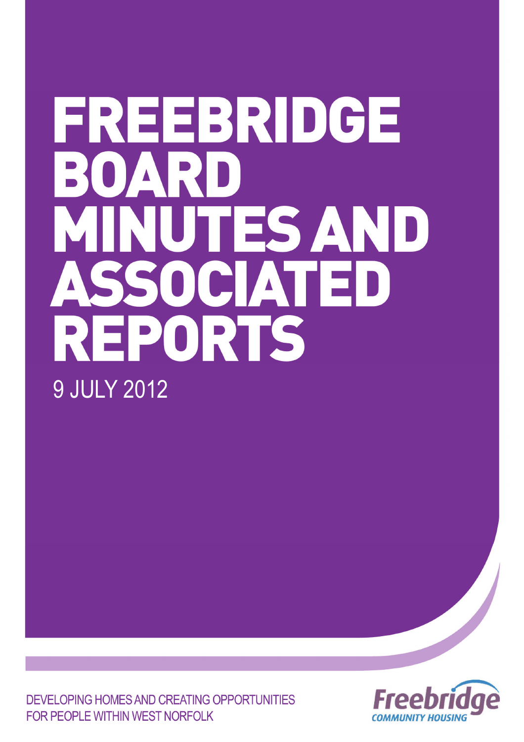# FREEBRIDGE BOARD MINUTES AND ASSOCIATED REPORTS

9 JULY 2012

DEVELOPING HOMES AND CREATING OPPORTUNITIES FOR PEOPLE WITHIN WEST NORFOLK

Freebridge COMMUNITY HOUSING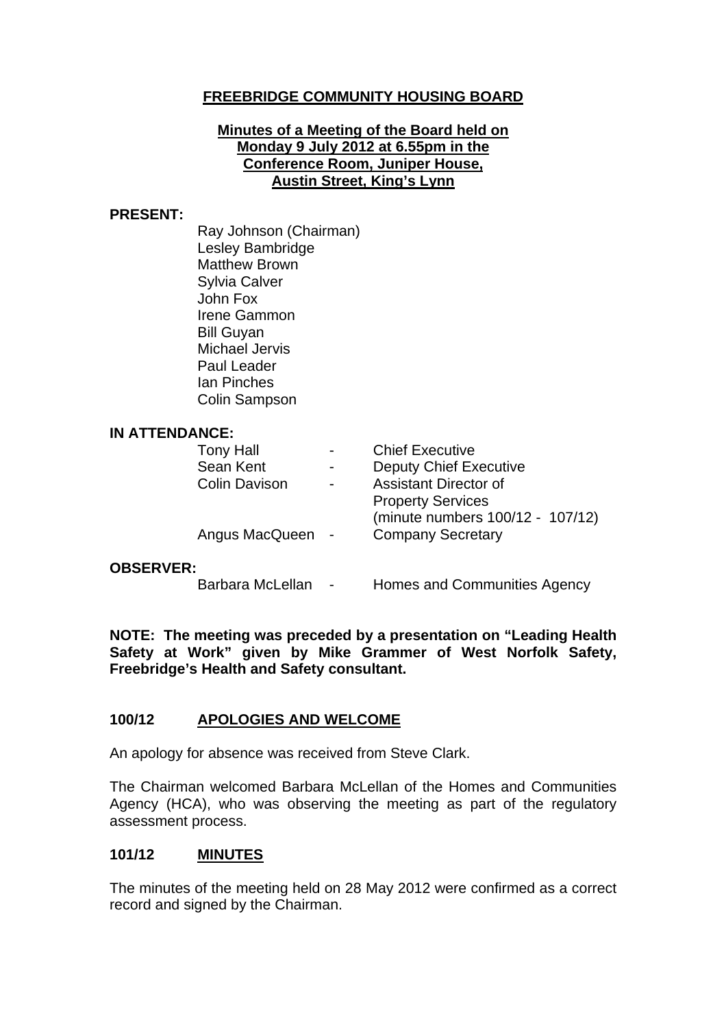**FREEBRIDGE COMMUNITY HOUSING BOARD**

**Minutes of a Meeting of the Board held on Monday 9 July 2012 at 6.55pm in the Conference Room, Juniper House, Austin Street, King's Lynn**

**PRESENT:**

Ray Johnson (Chairman)
Lesley Bambridge
Matthew Brown
Sylvia Calver
John Fox
Irene Gammon
Bill Guyan
Michael Jervis
Paul Leader
Ian Pinches
Colin Sampson

**IN ATTENDANCE:**

| | | |
|---|---|---|
| Tony Hall | - | Chief Executive |
| Sean Kent | - | Deputy Chief Executive |
| Colin Davison | - | Assistant Director of Property Services (minute numbers 100/12 - 107/12) |
| Angus MacQueen | - | Company Secretary |

**OBSERVER:**

| | | |
|---|---|---|
| Barbara McLellan | - | Homes and Communities Agency |

**NOTE: The meeting was preceded by a presentation on "Leading Health Safety at Work" given by Mike Grammer of West Norfolk Safety, Freebridge's Health and Safety consultant.**

**100/12 APOLOGIES AND WELCOME**

An apology for absence was received from Steve Clark.

The Chairman welcomed Barbara McLellan of the Homes and Communities Agency (HCA), who was observing the meeting as part of the regulatory assessment process.

**101/12 MINUTES**

The minutes of the meeting held on 28 May 2012 were confirmed as a correct record and signed by the Chairman.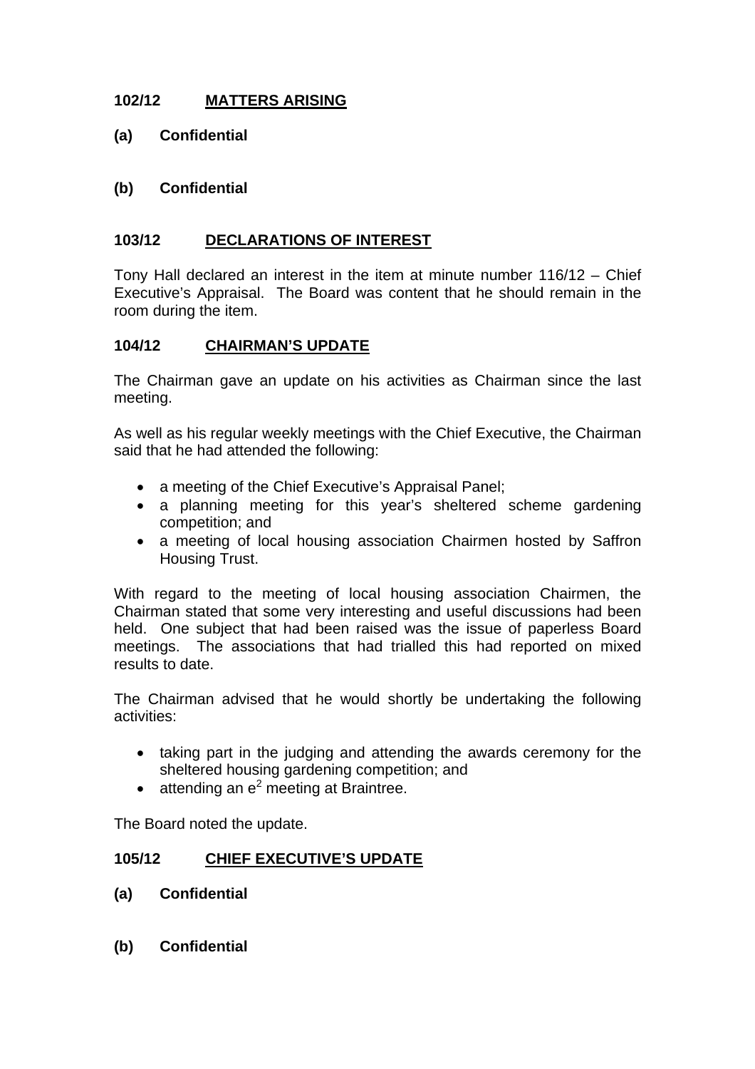## 102/12 MATTERS ARISING

**(a) Confidential**

**(b) Confidential**

## 103/12 DECLARATIONS OF INTEREST

Tony Hall declared an interest in the item at minute number 116/12 – Chief Executive's Appraisal. The Board was content that he should remain in the room during the item.

## 104/12 CHAIRMAN'S UPDATE

The Chairman gave an update on his activities as Chairman since the last meeting.

As well as his regular weekly meetings with the Chief Executive, the Chairman said that he had attended the following:

- a meeting of the Chief Executive's Appraisal Panel;
- a planning meeting for this year's sheltered scheme gardening competition; and
- a meeting of local housing association Chairmen hosted by Saffron Housing Trust.

With regard to the meeting of local housing association Chairmen, the Chairman stated that some very interesting and useful discussions had been held. One subject that had been raised was the issue of paperless Board meetings. The associations that had trialled this had reported on mixed results to date.

The Chairman advised that he would shortly be undertaking the following activities:

- taking part in the judging and attending the awards ceremony for the sheltered housing gardening competition; and
- attending an $e^2$ meeting at Braintree.

The Board noted the update.

## 105/12 CHIEF EXECUTIVE'S UPDATE

**(a) Confidential**

**(b) Confidential**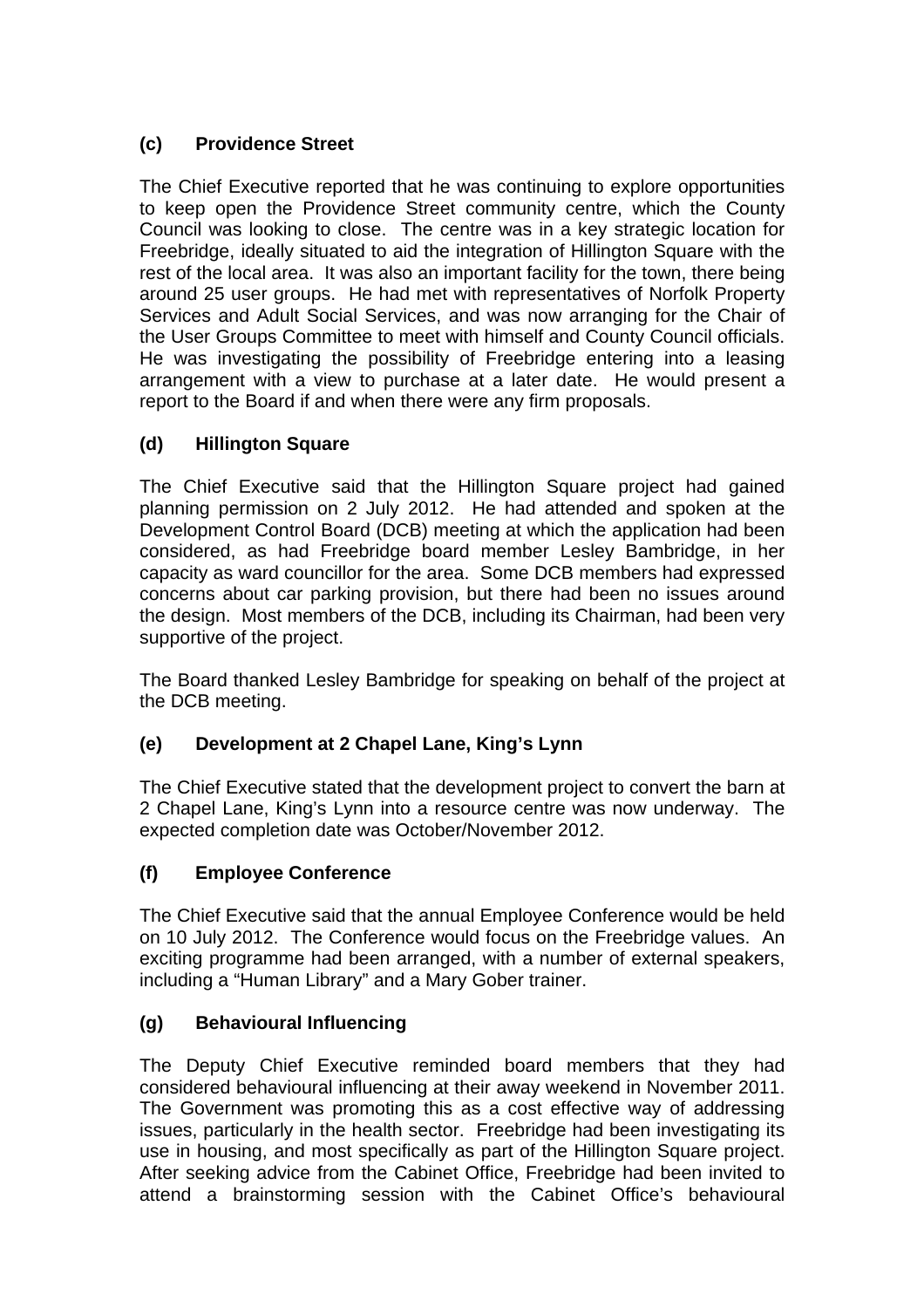### (c) Providence Street

The Chief Executive reported that he was continuing to explore opportunities to keep open the Providence Street community centre, which the County Council was looking to close. The centre was in a key strategic location for Freebridge, ideally situated to aid the integration of Hillington Square with the rest of the local area. It was also an important facility for the town, there being around 25 user groups. He had met with representatives of Norfolk Property Services and Adult Social Services, and was now arranging for the Chair of the User Groups Committee to meet with himself and County Council officials. He was investigating the possibility of Freebridge entering into a leasing arrangement with a view to purchase at a later date. He would present a report to the Board if and when there were any firm proposals.

### (d) Hillington Square

The Chief Executive said that the Hillington Square project had gained planning permission on 2 July 2012. He had attended and spoken at the Development Control Board (DCB) meeting at which the application had been considered, as had Freebridge board member Lesley Bambridge, in her capacity as ward councillor for the area. Some DCB members had expressed concerns about car parking provision, but there had been no issues around the design. Most members of the DCB, including its Chairman, had been very supportive of the project.

The Board thanked Lesley Bambridge for speaking on behalf of the project at the DCB meeting.

### (e) Development at 2 Chapel Lane, King's Lynn

The Chief Executive stated that the development project to convert the barn at 2 Chapel Lane, King's Lynn into a resource centre was now underway. The expected completion date was October/November 2012.

### (f) Employee Conference

The Chief Executive said that the annual Employee Conference would be held on 10 July 2012. The Conference would focus on the Freebridge values. An exciting programme had been arranged, with a number of external speakers, including a "Human Library" and a Mary Gober trainer.

### (g) Behavioural Influencing

The Deputy Chief Executive reminded board members that they had considered behavioural influencing at their away weekend in November 2011. The Government was promoting this as a cost effective way of addressing issues, particularly in the health sector. Freebridge had been investigating its use in housing, and most specifically as part of the Hillington Square project. After seeking advice from the Cabinet Office, Freebridge had been invited to attend a brainstorming session with the Cabinet Office's behavioural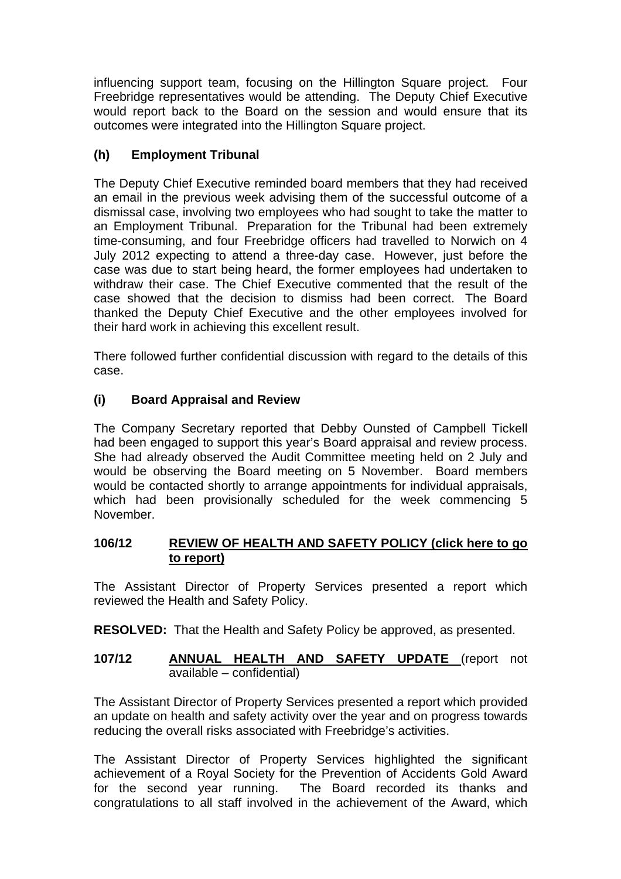influencing support team, focusing on the Hillington Square project. Four Freebridge representatives would be attending. The Deputy Chief Executive would report back to the Board on the session and would ensure that its outcomes were integrated into the Hillington Square project.

### (h) Employment Tribunal

The Deputy Chief Executive reminded board members that they had received an email in the previous week advising them of the successful outcome of a dismissal case, involving two employees who had sought to take the matter to an Employment Tribunal. Preparation for the Tribunal had been extremely time-consuming, and four Freebridge officers had travelled to Norwich on 4 July 2012 expecting to attend a three-day case. However, just before the case was due to start being heard, the former employees had undertaken to withdraw their case. The Chief Executive commented that the result of the case showed that the decision to dismiss had been correct. The Board thanked the Deputy Chief Executive and the other employees involved for their hard work in achieving this excellent result.

There followed further confidential discussion with regard to the details of this case.

### (i) Board Appraisal and Review

The Company Secretary reported that Debby Ounsted of Campbell Tickell had been engaged to support this year's Board appraisal and review process. She had already observed the Audit Committee meeting held on 2 July and would be observing the Board meeting on 5 November. Board members would be contacted shortly to arrange appointments for individual appraisals, which had been provisionally scheduled for the week commencing 5 November.

## 106/12 REVIEW OF HEALTH AND SAFETY POLICY (click here to go to report)

The Assistant Director of Property Services presented a report which reviewed the Health and Safety Policy.

**RESOLVED:** That the Health and Safety Policy be approved, as presented.

## 107/12 ANNUAL HEALTH AND SAFETY UPDATE (report not available – confidential)

The Assistant Director of Property Services presented a report which provided an update on health and safety activity over the year and on progress towards reducing the overall risks associated with Freebridge's activities.

The Assistant Director of Property Services highlighted the significant achievement of a Royal Society for the Prevention of Accidents Gold Award for the second year running. The Board recorded its thanks and congratulations to all staff involved in the achievement of the Award, which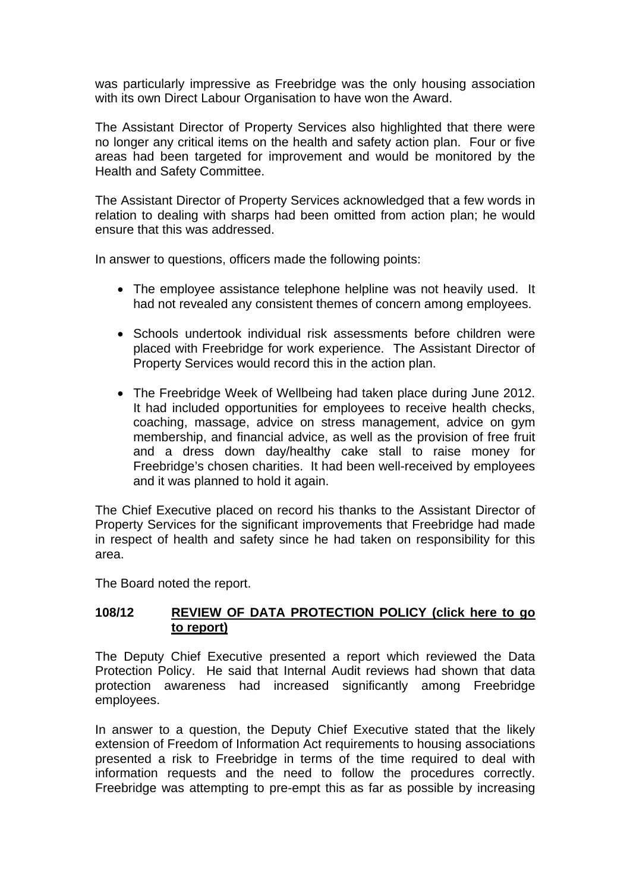was particularly impressive as Freebridge was the only housing association with its own Direct Labour Organisation to have won the Award.

The Assistant Director of Property Services also highlighted that there were no longer any critical items on the health and safety action plan. Four or five areas had been targeted for improvement and would be monitored by the Health and Safety Committee.

The Assistant Director of Property Services acknowledged that a few words in relation to dealing with sharps had been omitted from action plan; he would ensure that this was addressed.

In answer to questions, officers made the following points:

- The employee assistance telephone helpline was not heavily used. It had not revealed any consistent themes of concern among employees.
- Schools undertook individual risk assessments before children were placed with Freebridge for work experience. The Assistant Director of Property Services would record this in the action plan.
- The Freebridge Week of Wellbeing had taken place during June 2012. It had included opportunities for employees to receive health checks, coaching, massage, advice on stress management, advice on gym membership, and financial advice, as well as the provision of free fruit and a dress down day/healthy cake stall to raise money for Freebridge's chosen charities. It had been well-received by employees and it was planned to hold it again.

The Chief Executive placed on record his thanks to the Assistant Director of Property Services for the significant improvements that Freebridge had made in respect of health and safety since he had taken on responsibility for this area.

The Board noted the report.

**108/12 REVIEW OF DATA PROTECTION POLICY (click here to go to report)**

The Deputy Chief Executive presented a report which reviewed the Data Protection Policy. He said that Internal Audit reviews had shown that data protection awareness had increased significantly among Freebridge employees.

In answer to a question, the Deputy Chief Executive stated that the likely extension of Freedom of Information Act requirements to housing associations presented a risk to Freebridge in terms of the time required to deal with information requests and the need to follow the procedures correctly. Freebridge was attempting to pre-empt this as far as possible by increasing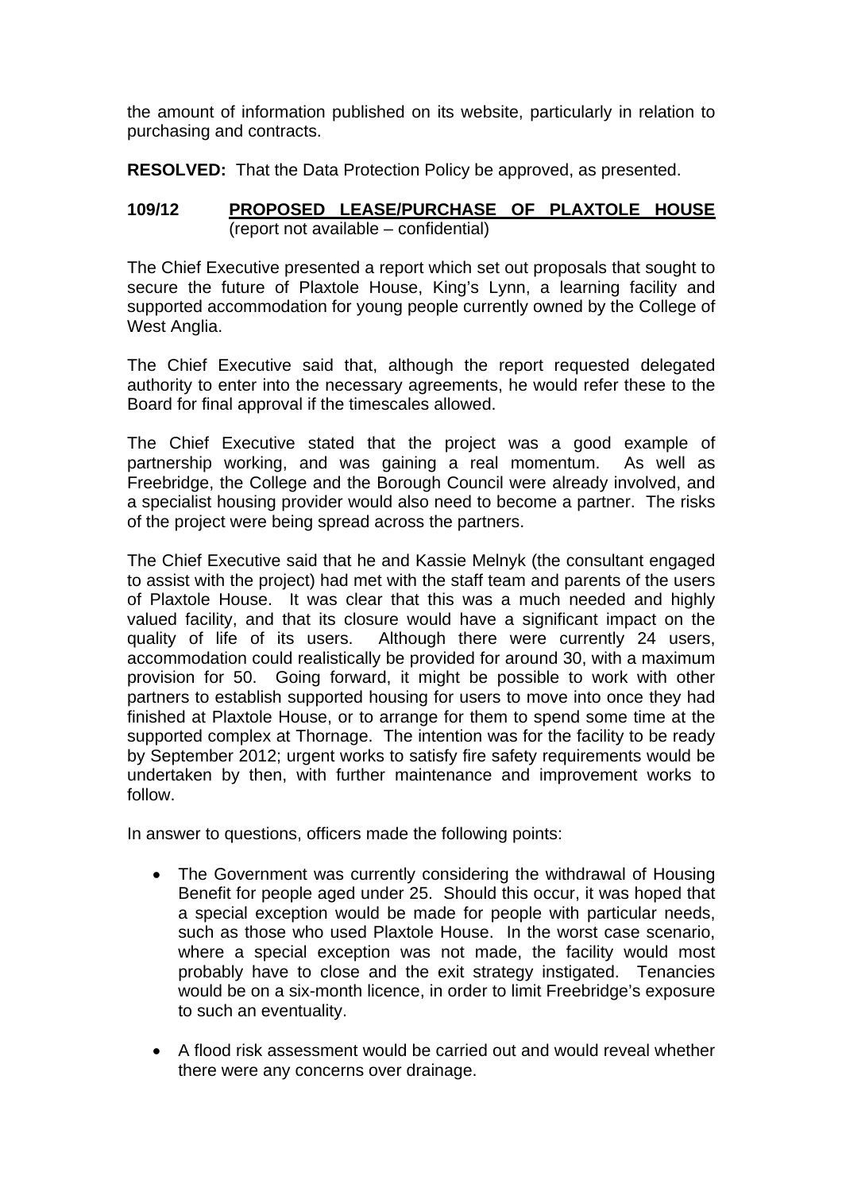the amount of information published on its website, particularly in relation to purchasing and contracts.

**RESOLVED:** That the Data Protection Policy be approved, as presented.

**109/12 PROPOSED LEASE/PURCHASE OF PLAXTOLE HOUSE** (report not available – confidential)

The Chief Executive presented a report which set out proposals that sought to secure the future of Plaxtole House, King's Lynn, a learning facility and supported accommodation for young people currently owned by the College of West Anglia.

The Chief Executive said that, although the report requested delegated authority to enter into the necessary agreements, he would refer these to the Board for final approval if the timescales allowed.

The Chief Executive stated that the project was a good example of partnership working, and was gaining a real momentum. As well as Freebridge, the College and the Borough Council were already involved, and a specialist housing provider would also need to become a partner. The risks of the project were being spread across the partners.

The Chief Executive said that he and Kassie Melnyk (the consultant engaged to assist with the project) had met with the staff team and parents of the users of Plaxtole House. It was clear that this was a much needed and highly valued facility, and that its closure would have a significant impact on the quality of life of its users. Although there were currently 24 users, accommodation could realistically be provided for around 30, with a maximum provision for 50. Going forward, it might be possible to work with other partners to establish supported housing for users to move into once they had finished at Plaxtole House, or to arrange for them to spend some time at the supported complex at Thornage. The intention was for the facility to be ready by September 2012; urgent works to satisfy fire safety requirements would be undertaken by then, with further maintenance and improvement works to follow.

In answer to questions, officers made the following points:

- The Government was currently considering the withdrawal of Housing Benefit for people aged under 25. Should this occur, it was hoped that a special exception would be made for people with particular needs, such as those who used Plaxtole House. In the worst case scenario, where a special exception was not made, the facility would most probably have to close and the exit strategy instigated. Tenancies would be on a six-month licence, in order to limit Freebridge's exposure to such an eventuality.
- A flood risk assessment would be carried out and would reveal whether there were any concerns over drainage.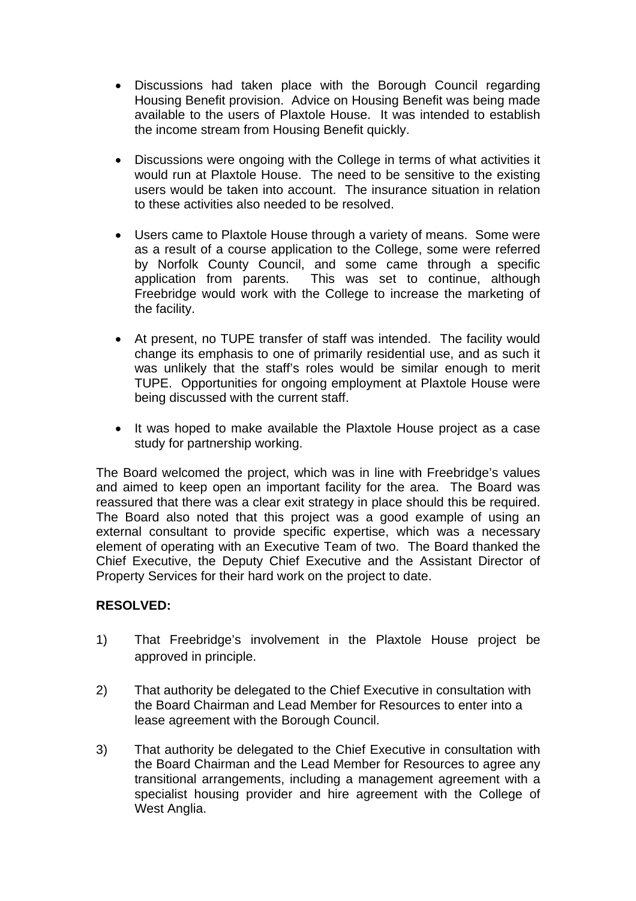- Discussions had taken place with the Borough Council regarding Housing Benefit provision. Advice on Housing Benefit was being made available to the users of Plaxtole House. It was intended to establish the income stream from Housing Benefit quickly.

- Discussions were ongoing with the College in terms of what activities it would run at Plaxtole House. The need to be sensitive to the existing users would be taken into account. The insurance situation in relation to these activities also needed to be resolved.

- Users came to Plaxtole House through a variety of means. Some were as a result of a course application to the College, some were referred by Norfolk County Council, and some came through a specific application from parents. This was set to continue, although Freebridge would work with the College to increase the marketing of the facility.

- At present, no TUPE transfer of staff was intended. The facility would change its emphasis to one of primarily residential use, and as such it was unlikely that the staff's roles would be similar enough to merit TUPE. Opportunities for ongoing employment at Plaxtole House were being discussed with the current staff.

- It was hoped to make available the Plaxtole House project as a case study for partnership working.

The Board welcomed the project, which was in line with Freebridge's values and aimed to keep open an important facility for the area. The Board was reassured that there was a clear exit strategy in place should this be required. The Board also noted that this project was a good example of using an external consultant to provide specific expertise, which was a necessary element of operating with an Executive Team of two. The Board thanked the Chief Executive, the Deputy Chief Executive and the Assistant Director of Property Services for their hard work on the project to date.

**RESOLVED:**

1) That Freebridge's involvement in the Plaxtole House project be approved in principle.

2) That authority be delegated to the Chief Executive in consultation with the Board Chairman and Lead Member for Resources to enter into a lease agreement with the Borough Council.

3) That authority be delegated to the Chief Executive in consultation with the Board Chairman and the Lead Member for Resources to agree any transitional arrangements, including a management agreement with a specialist housing provider and hire agreement with the College of West Anglia.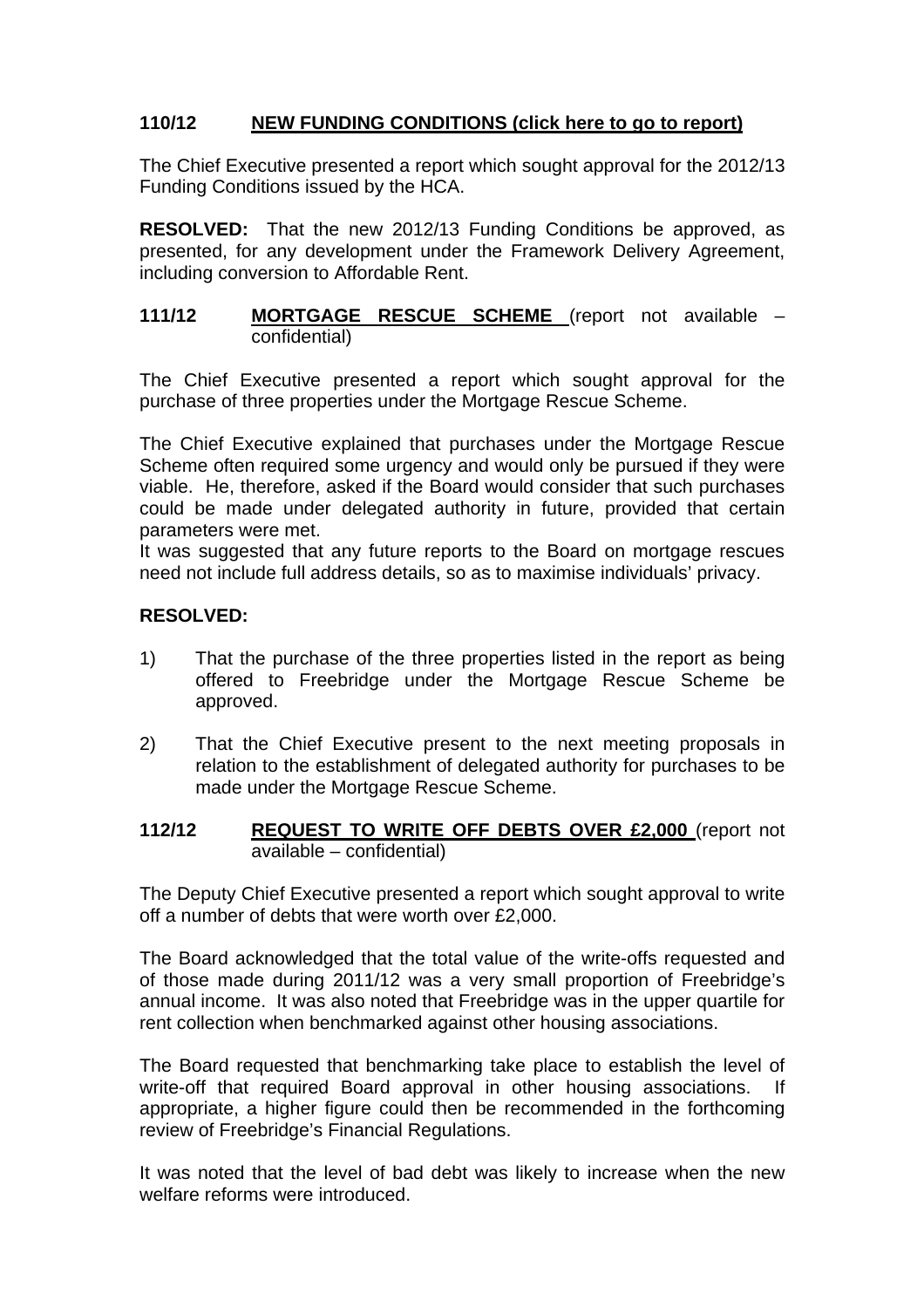**110/12 NEW FUNDING CONDITIONS (click here to go to report)**

The Chief Executive presented a report which sought approval for the 2012/13 Funding Conditions issued by the HCA.

**RESOLVED:** That the new 2012/13 Funding Conditions be approved, as presented, for any development under the Framework Delivery Agreement, including conversion to Affordable Rent.

**111/12 MORTGAGE RESCUE SCHEME** (report not available – confidential)

The Chief Executive presented a report which sought approval for the purchase of three properties under the Mortgage Rescue Scheme.

The Chief Executive explained that purchases under the Mortgage Rescue Scheme often required some urgency and would only be pursued if they were viable. He, therefore, asked if the Board would consider that such purchases could be made under delegated authority in future, provided that certain parameters were met.
It was suggested that any future reports to the Board on mortgage rescues need not include full address details, so as to maximise individuals' privacy.

**RESOLVED:**

1) That the purchase of the three properties listed in the report as being offered to Freebridge under the Mortgage Rescue Scheme be approved.

2) That the Chief Executive present to the next meeting proposals in relation to the establishment of delegated authority for purchases to be made under the Mortgage Rescue Scheme.

**112/12 REQUEST TO WRITE OFF DEBTS OVER £2,000** (report not available – confidential)

The Deputy Chief Executive presented a report which sought approval to write off a number of debts that were worth over £2,000.

The Board acknowledged that the total value of the write-offs requested and of those made during 2011/12 was a very small proportion of Freebridge's annual income. It was also noted that Freebridge was in the upper quartile for rent collection when benchmarked against other housing associations.

The Board requested that benchmarking take place to establish the level of write-off that required Board approval in other housing associations. If appropriate, a higher figure could then be recommended in the forthcoming review of Freebridge's Financial Regulations.

It was noted that the level of bad debt was likely to increase when the new welfare reforms were introduced.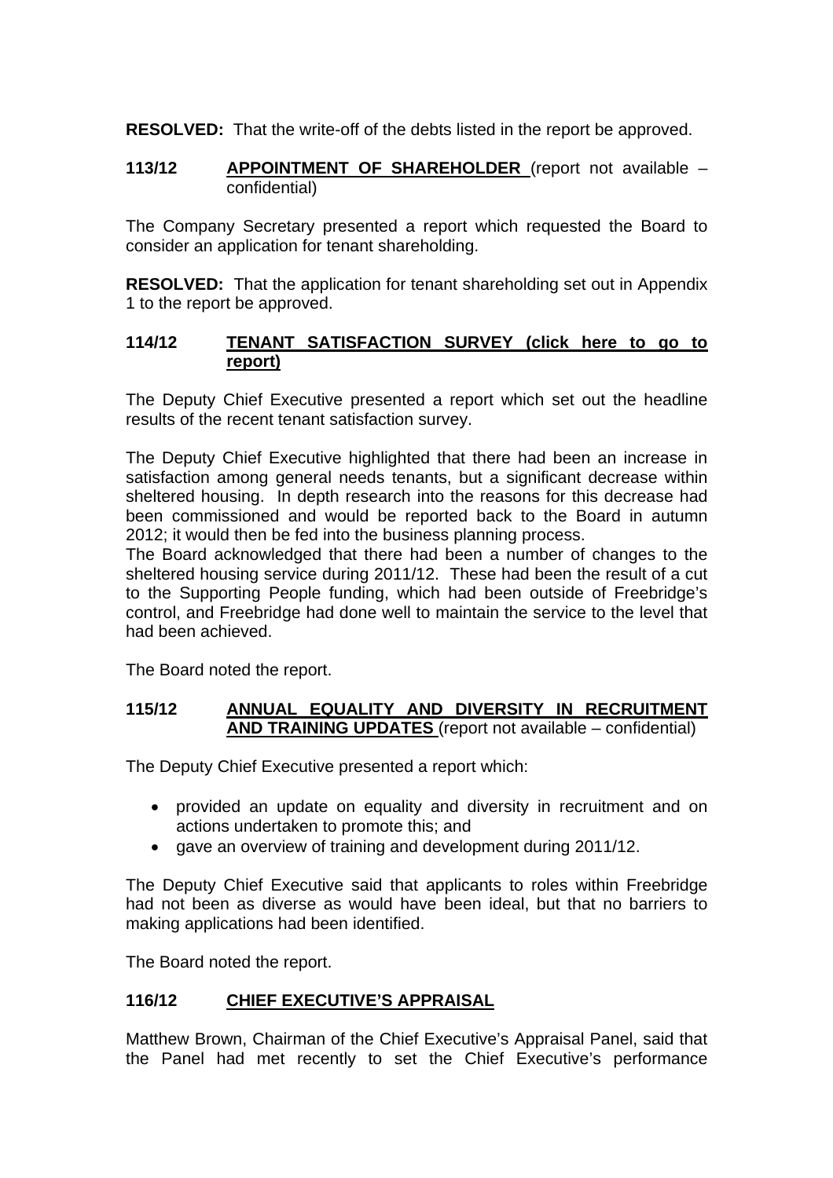**RESOLVED:** That the write-off of the debts listed in the report be approved.

### 113/12 APPOINTMENT OF SHAREHOLDER (report not available – confidential)

The Company Secretary presented a report which requested the Board to consider an application for tenant shareholding.

**RESOLVED:** That the application for tenant shareholding set out in Appendix 1 to the report be approved.

### 114/12 TENANT SATISFACTION SURVEY (click here to go to report)

The Deputy Chief Executive presented a report which set out the headline results of the recent tenant satisfaction survey.

The Deputy Chief Executive highlighted that there had been an increase in satisfaction among general needs tenants, but a significant decrease within sheltered housing. In depth research into the reasons for this decrease had been commissioned and would be reported back to the Board in autumn 2012; it would then be fed into the business planning process.
The Board acknowledged that there had been a number of changes to the sheltered housing service during 2011/12. These had been the result of a cut to the Supporting People funding, which had been outside of Freebridge's control, and Freebridge had done well to maintain the service to the level that had been achieved.

The Board noted the report.

### 115/12 ANNUAL EQUALITY AND DIVERSITY IN RECRUITMENT AND TRAINING UPDATES (report not available – confidential)

The Deputy Chief Executive presented a report which:

- provided an update on equality and diversity in recruitment and on actions undertaken to promote this; and
- gave an overview of training and development during 2011/12.

The Deputy Chief Executive said that applicants to roles within Freebridge had not been as diverse as would have been ideal, but that no barriers to making applications had been identified.

The Board noted the report.

### 116/12 CHIEF EXECUTIVE'S APPRAISAL

Matthew Brown, Chairman of the Chief Executive's Appraisal Panel, said that the Panel had met recently to set the Chief Executive's performance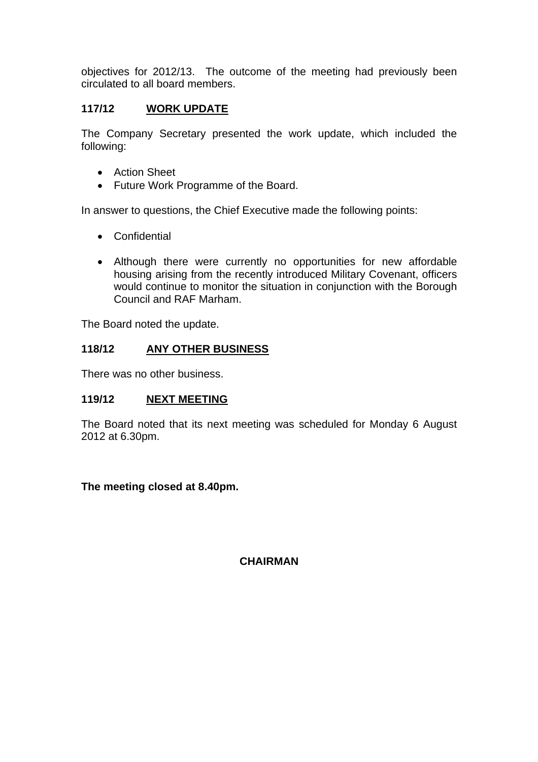objectives for 2012/13. The outcome of the meeting had previously been circulated to all board members.

## 117/12 WORK UPDATE

The Company Secretary presented the work update, which included the following:

- Action Sheet
- Future Work Programme of the Board.

In answer to questions, the Chief Executive made the following points:

- Confidential
- Although there were currently no opportunities for new affordable housing arising from the recently introduced Military Covenant, officers would continue to monitor the situation in conjunction with the Borough Council and RAF Marham.

The Board noted the update.

## 118/12 ANY OTHER BUSINESS

There was no other business.

## 119/12 NEXT MEETING

The Board noted that its next meeting was scheduled for Monday 6 August 2012 at 6.30pm.

**The meeting closed at 8.40pm.**

**CHAIRMAN**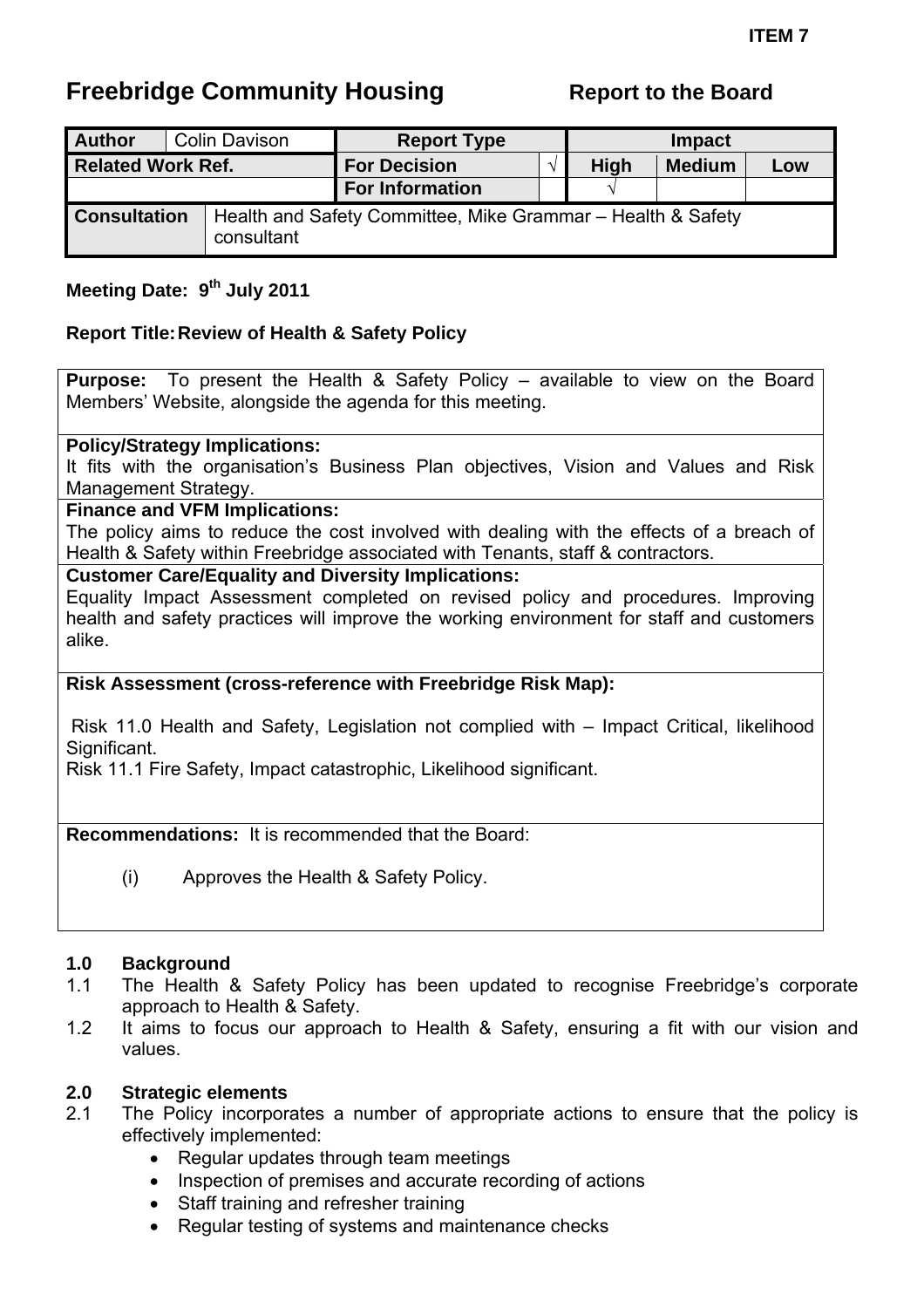**ITEM 7**

# Freebridge Community Housing

**Report to the Board**

| **Author** | Colin Davison | **Report Type** | | **Impact** | | |
|---|---|---|---|---|---|---|
| **Related Work Ref.** | | **For Decision** | √ | **High** | **Medium** | **Low** |
| | | **For Information** | | √ | | |
| **Consultation** | Health and Safety Committee, Mike Grammar – Health & Safety consultant | | | | | |

**Meeting Date: 9th July 2011**

**Report Title: Review of Health & Safety Policy**

**Purpose:** To present the Health & Safety Policy – available to view on the Board Members' Website, alongside the agenda for this meeting.

**Policy/Strategy Implications:**
It fits with the organisation's Business Plan objectives, Vision and Values and Risk Management Strategy.

**Finance and VFM Implications:**
The policy aims to reduce the cost involved with dealing with the effects of a breach of Health & Safety within Freebridge associated with Tenants, staff & contractors.

**Customer Care/Equality and Diversity Implications:**
Equality Impact Assessment completed on revised policy and procedures. Improving health and safety practices will improve the working environment for staff and customers alike.

**Risk Assessment (cross-reference with Freebridge Risk Map):**

Risk 11.0 Health and Safety, Legislation not complied with – Impact Critical, likelihood Significant.
Risk 11.1 Fire Safety, Impact catastrophic, Likelihood significant.

**Recommendations:** It is recommended that the Board:

(i) Approves the Health & Safety Policy.

## 1.0 Background

1.1 The Health & Safety Policy has been updated to recognise Freebridge's corporate approach to Health & Safety.

1.2 It aims to focus our approach to Health & Safety, ensuring a fit with our vision and values.

## 2.0 Strategic elements

2.1 The Policy incorporates a number of appropriate actions to ensure that the policy is effectively implemented:

- Regular updates through team meetings
- Inspection of premises and accurate recording of actions
- Staff training and refresher training
- Regular testing of systems and maintenance checks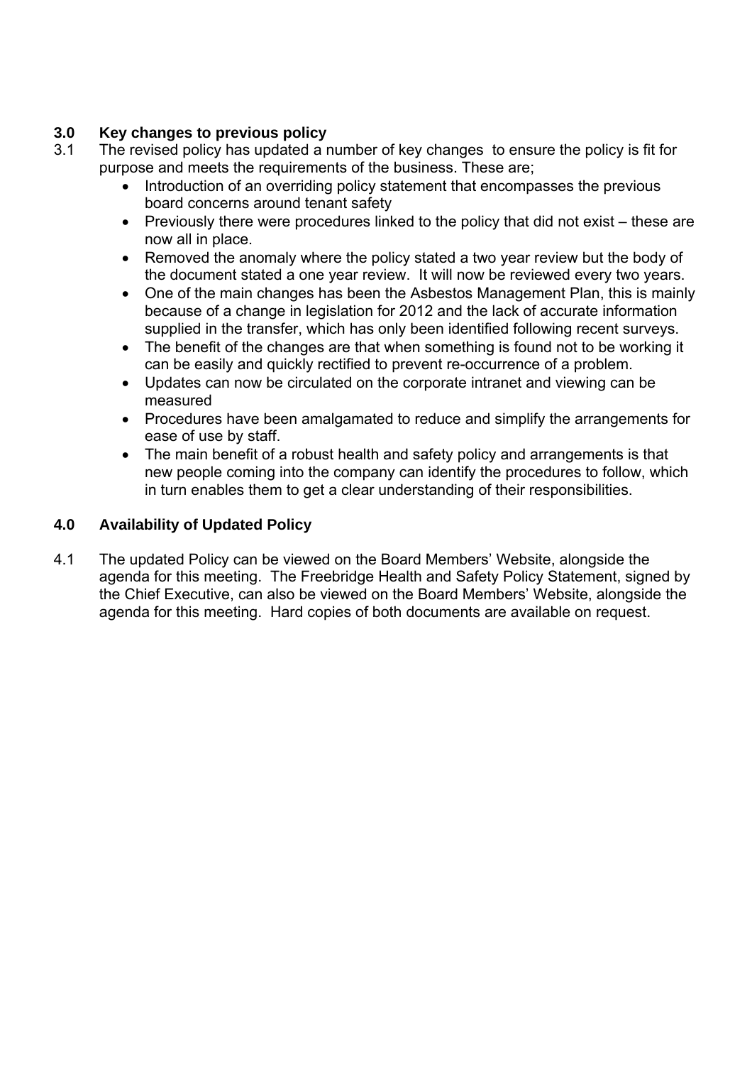## 3.0 Key changes to previous policy

3.1 The revised policy has updated a number of key changes to ensure the policy is fit for purpose and meets the requirements of the business. These are;

- Introduction of an overriding policy statement that encompasses the previous board concerns around tenant safety
- Previously there were procedures linked to the policy that did not exist – these are now all in place.
- Removed the anomaly where the policy stated a two year review but the body of the document stated a one year review. It will now be reviewed every two years.
- One of the main changes has been the Asbestos Management Plan, this is mainly because of a change in legislation for 2012 and the lack of accurate information supplied in the transfer, which has only been identified following recent surveys.
- The benefit of the changes are that when something is found not to be working it can be easily and quickly rectified to prevent re-occurrence of a problem.
- Updates can now be circulated on the corporate intranet and viewing can be measured
- Procedures have been amalgamated to reduce and simplify the arrangements for ease of use by staff.
- The main benefit of a robust health and safety policy and arrangements is that new people coming into the company can identify the procedures to follow, which in turn enables them to get a clear understanding of their responsibilities.

## 4.0 Availability of Updated Policy

4.1 The updated Policy can be viewed on the Board Members' Website, alongside the agenda for this meeting. The Freebridge Health and Safety Policy Statement, signed by the Chief Executive, can also be viewed on the Board Members' Website, alongside the agenda for this meeting. Hard copies of both documents are available on request.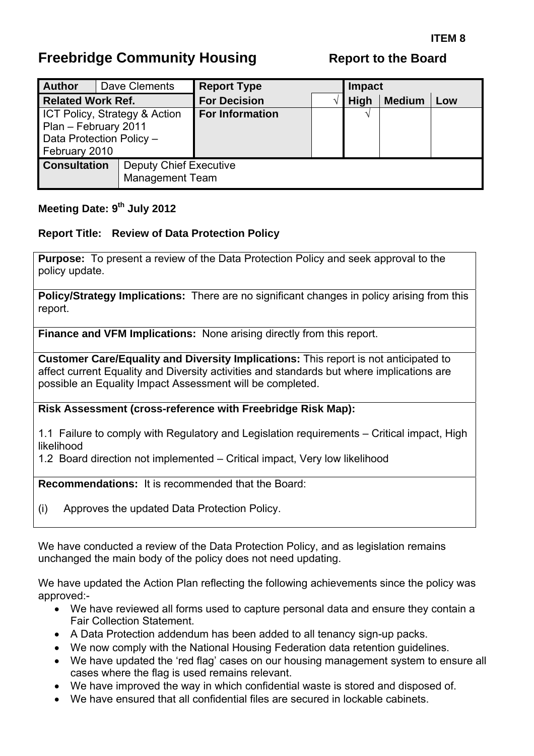**ITEM 8**

# Freebridge Community Housing — Report to the Board

| Author | Dave Clements | Report Type | | Impact | | |
|---|---|---|---|---|---|---|
| **Related Work Ref.** | | **For Decision** | √ | **High** | **Medium** | **Low** |
| ICT Policy, Strategy & Action Plan – February 2011<br>Data Protection Policy – February 2010 | | **For Information** | | √ | | |
| **Consultation** | Deputy Chief Executive<br>Management Team | | | | | |

**Meeting Date: 9th July 2012**

**Report Title: Review of Data Protection Policy**

**Purpose:** To present a review of the Data Protection Policy and seek approval to the policy update.

**Policy/Strategy Implications:** There are no significant changes in policy arising from this report.

**Finance and VFM Implications:** None arising directly from this report.

**Customer Care/Equality and Diversity Implications:** This report is not anticipated to affect current Equality and Diversity activities and standards but where implications are possible an Equality Impact Assessment will be completed.

**Risk Assessment (cross-reference with Freebridge Risk Map):**

1.1 Failure to comply with Regulatory and Legislation requirements – Critical impact, High likelihood
1.2 Board direction not implemented – Critical impact, Very low likelihood

**Recommendations:** It is recommended that the Board:

(i) Approves the updated Data Protection Policy.

We have conducted a review of the Data Protection Policy, and as legislation remains unchanged the main body of the policy does not need updating.

We have updated the Action Plan reflecting the following achievements since the policy was approved:-

- We have reviewed all forms used to capture personal data and ensure they contain a Fair Collection Statement.
- A Data Protection addendum has been added to all tenancy sign-up packs.
- We now comply with the National Housing Federation data retention guidelines.
- We have updated the 'red flag' cases on our housing management system to ensure all cases where the flag is used remains relevant.
- We have improved the way in which confidential waste is stored and disposed of.
- We have ensured that all confidential files are secured in lockable cabinets.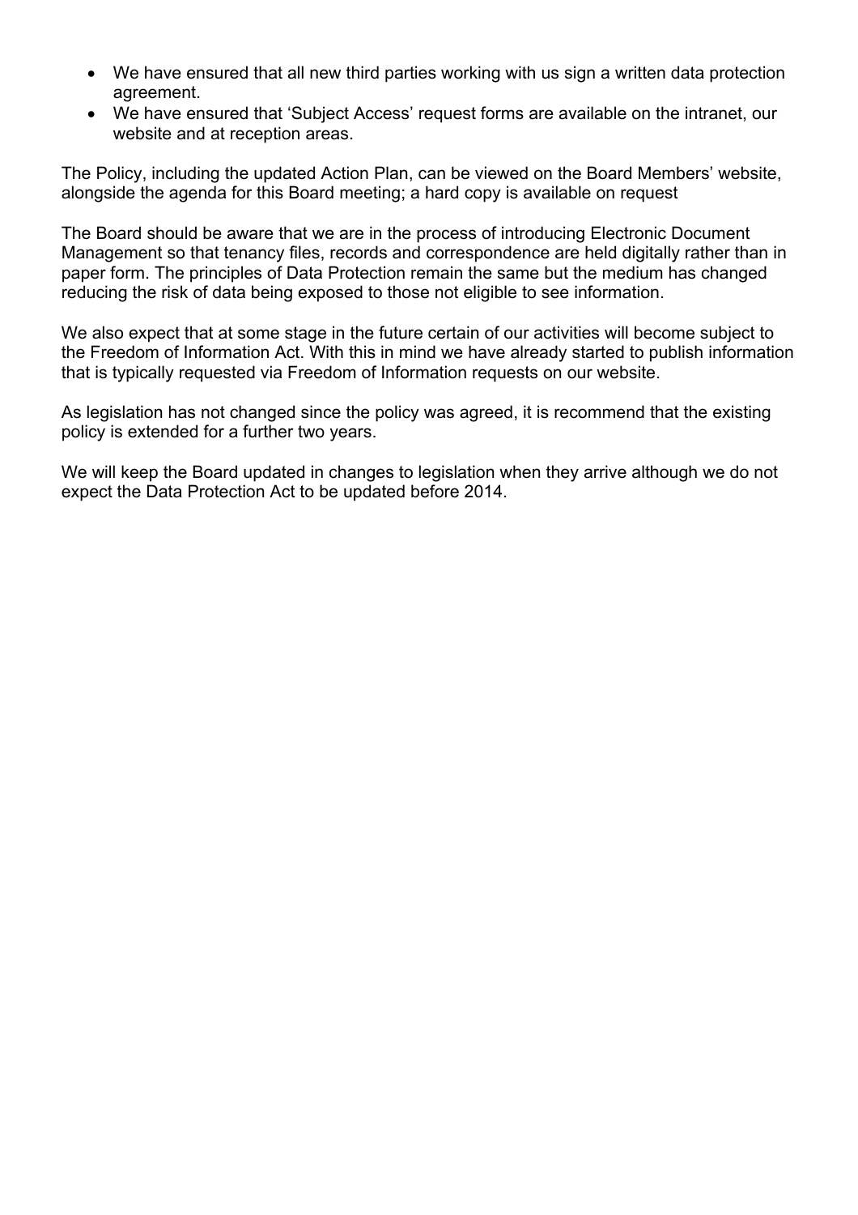- We have ensured that all new third parties working with us sign a written data protection agreement.
- We have ensured that 'Subject Access' request forms are available on the intranet, our website and at reception areas.

The Policy, including the updated Action Plan, can be viewed on the Board Members' website, alongside the agenda for this Board meeting; a hard copy is available on request

The Board should be aware that we are in the process of introducing Electronic Document Management so that tenancy files, records and correspondence are held digitally rather than in paper form. The principles of Data Protection remain the same but the medium has changed reducing the risk of data being exposed to those not eligible to see information.

We also expect that at some stage in the future certain of our activities will become subject to the Freedom of Information Act. With this in mind we have already started to publish information that is typically requested via Freedom of Information requests on our website.

As legislation has not changed since the policy was agreed, it is recommend that the existing policy is extended for a further two years.

We will keep the Board updated in changes to legislation when they arrive although we do not expect the Data Protection Act to be updated before 2014.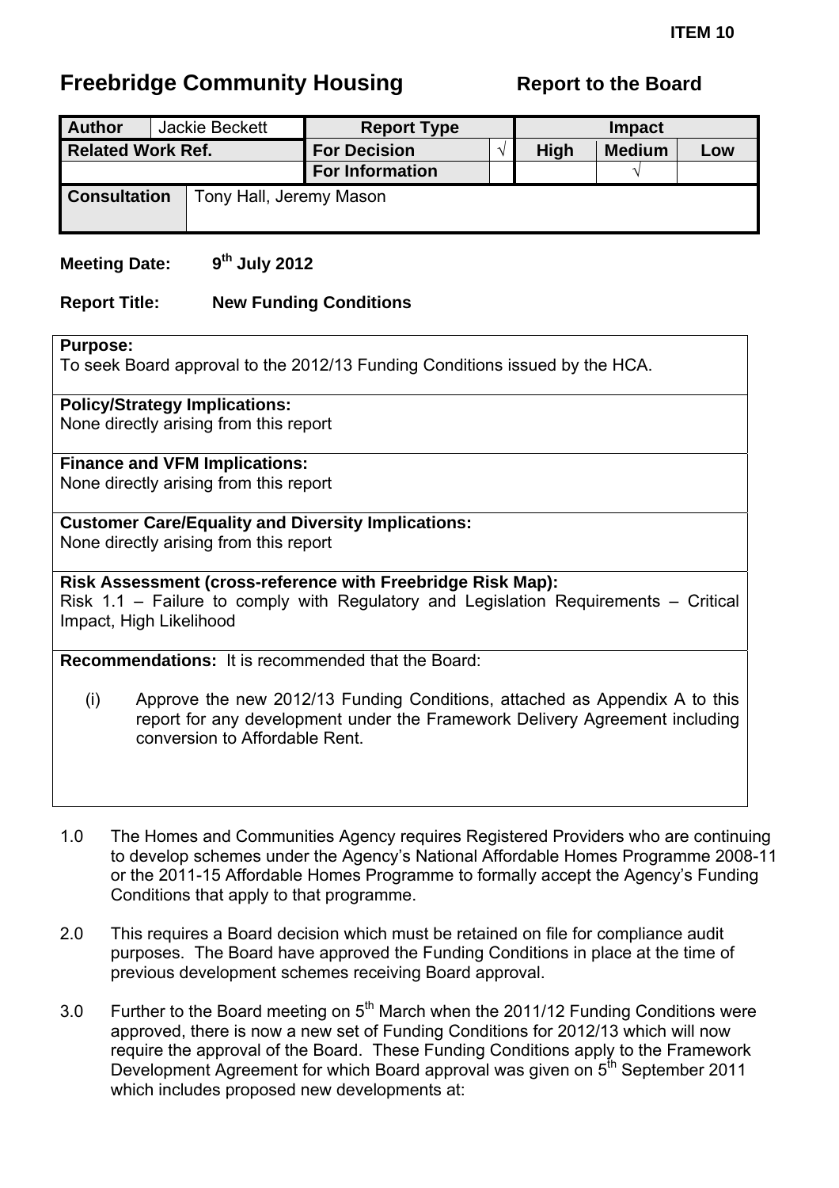ITEM 10

# Freebridge Community Housing

**Report to the Board**

| **Author** | Jackie Beckett | **Report Type** | | **Impact** | | |
|---|---|---|---|---|---|---|
| **Related Work Ref.** | | **For Decision** | √ | **High** | **Medium** | **Low** |
| | | **For Information** | | | √ | |
| **Consultation** | Tony Hall, Jeremy Mason | | | | | |

**Meeting Date:** 9th July 2012

**Report Title:** New Funding Conditions

**Purpose:**
To seek Board approval to the 2012/13 Funding Conditions issued by the HCA.

**Policy/Strategy Implications:**
None directly arising from this report

**Finance and VFM Implications:**
None directly arising from this report

**Customer Care/Equality and Diversity Implications:**
None directly arising from this report

**Risk Assessment (cross-reference with Freebridge Risk Map):**
Risk 1.1 – Failure to comply with Regulatory and Legislation Requirements – Critical Impact, High Likelihood

**Recommendations:** It is recommended that the Board:

(i) Approve the new 2012/13 Funding Conditions, attached as Appendix A to this report for any development under the Framework Delivery Agreement including conversion to Affordable Rent.

1.0 The Homes and Communities Agency requires Registered Providers who are continuing to develop schemes under the Agency's National Affordable Homes Programme 2008-11 or the 2011-15 Affordable Homes Programme to formally accept the Agency's Funding Conditions that apply to that programme.

2.0 This requires a Board decision which must be retained on file for compliance audit purposes. The Board have approved the Funding Conditions in place at the time of previous development schemes receiving Board approval.

3.0 Further to the Board meeting on 5th March when the 2011/12 Funding Conditions were approved, there is now a new set of Funding Conditions for 2012/13 which will now require the approval of the Board. These Funding Conditions apply to the Framework Development Agreement for which Board approval was given on 5th September 2011 which includes proposed new developments at: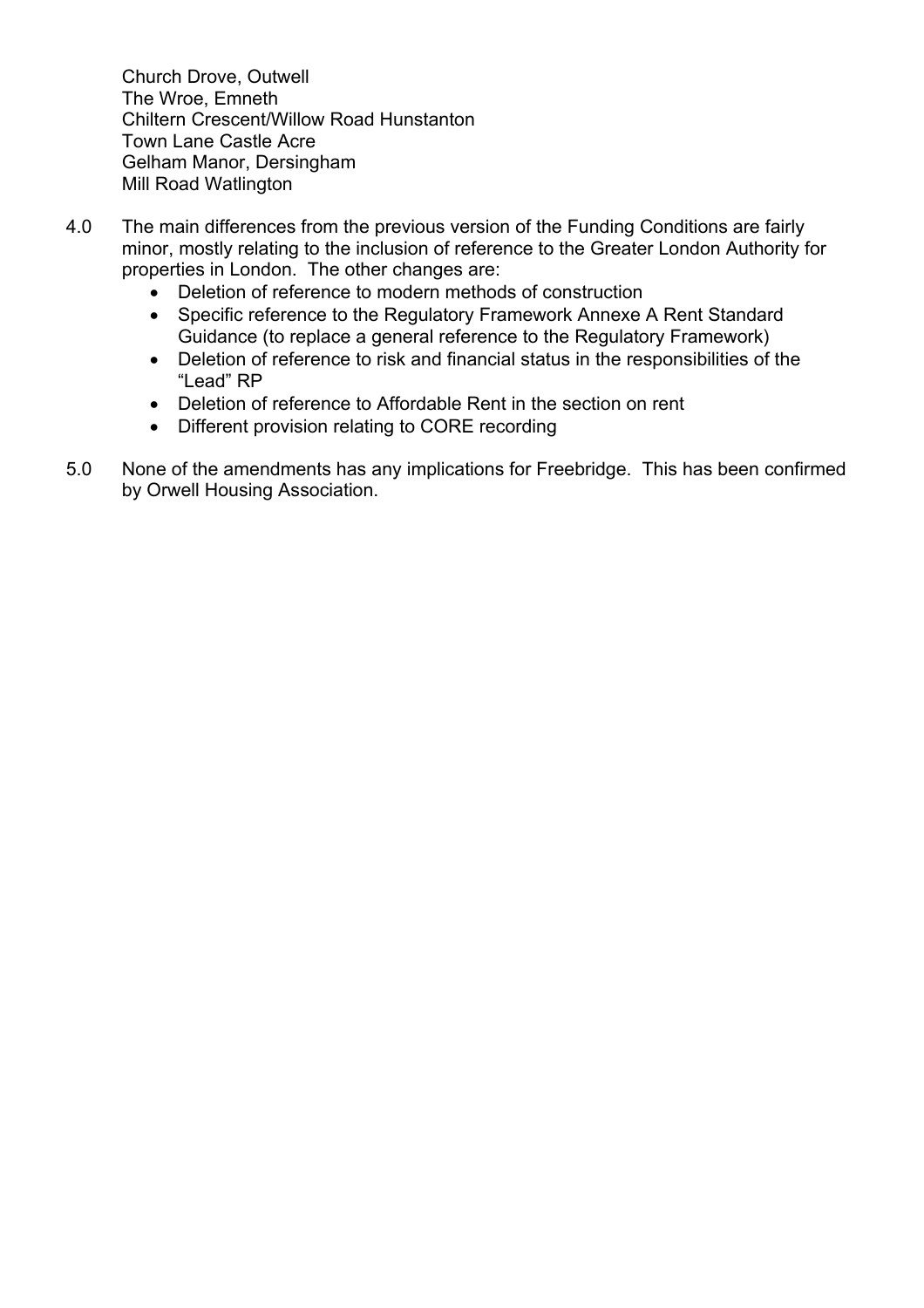Church Drove, Outwell
The Wroe, Emneth
Chiltern Crescent/Willow Road Hunstanton
Town Lane Castle Acre
Gelham Manor, Dersingham
Mill Road Watlington

4.0 The main differences from the previous version of the Funding Conditions are fairly minor, mostly relating to the inclusion of reference to the Greater London Authority for properties in London. The other changes are:

- Deletion of reference to modern methods of construction
- Specific reference to the Regulatory Framework Annexe A Rent Standard Guidance (to replace a general reference to the Regulatory Framework)
- Deletion of reference to risk and financial status in the responsibilities of the "Lead" RP
- Deletion of reference to Affordable Rent in the section on rent
- Different provision relating to CORE recording

5.0 None of the amendments has any implications for Freebridge. This has been confirmed by Orwell Housing Association.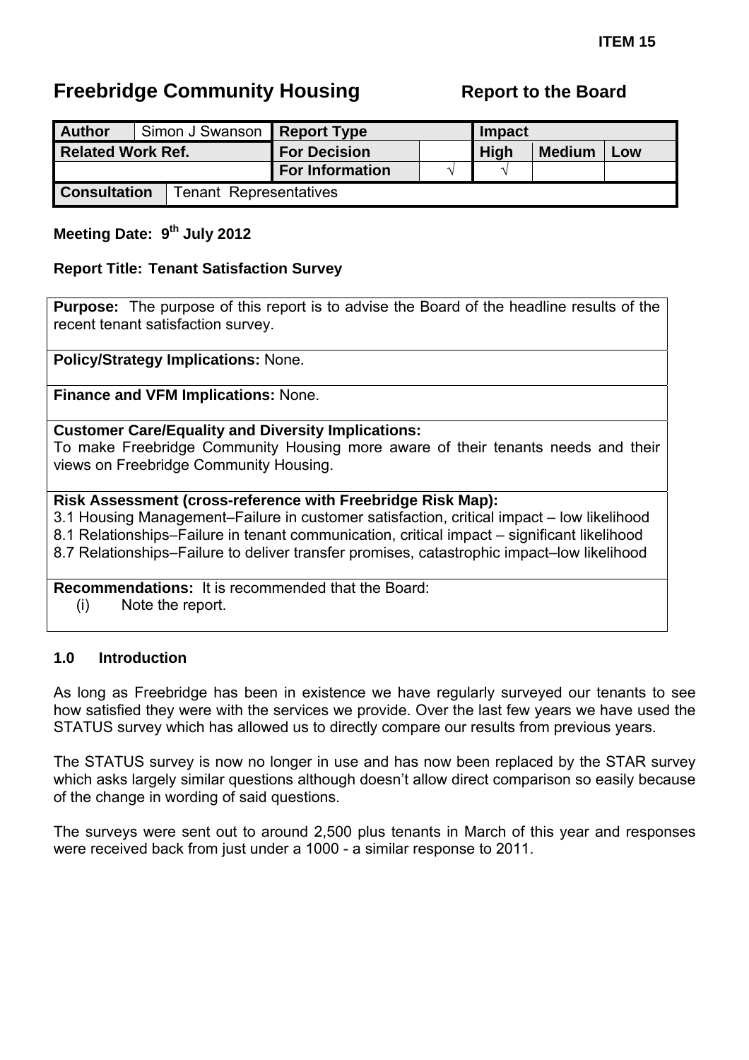**ITEM 15**

# Freebridge Community Housing

## Report to the Board

| Author | Simon J Swanson | Report Type | | Impact | | |
|---|---|---|---|---|---|---|
| Related Work Ref. | | For Decision | | High | Medium | Low |
| | | For Information | √ | √ | | |
| Consultation | Tenant Representatives | | | | | |

**Meeting Date: 9th July 2012**

**Report Title: Tenant Satisfaction Survey**

**Purpose:** The purpose of this report is to advise the Board of the headline results of the recent tenant satisfaction survey.

**Policy/Strategy Implications:** None.

**Finance and VFM Implications:** None.

**Customer Care/Equality and Diversity Implications:**
To make Freebridge Community Housing more aware of their tenants needs and their views on Freebridge Community Housing.

**Risk Assessment (cross-reference with Freebridge Risk Map):**
3.1 Housing Management–Failure in customer satisfaction, critical impact – low likelihood
8.1 Relationships–Failure in tenant communication, critical impact – significant likelihood
8.7 Relationships–Failure to deliver transfer promises, catastrophic impact–low likelihood

**Recommendations:** It is recommended that the Board:
(i) Note the report.

### 1.0 Introduction

As long as Freebridge has been in existence we have regularly surveyed our tenants to see how satisfied they were with the services we provide. Over the last few years we have used the STATUS survey which has allowed us to directly compare our results from previous years.

The STATUS survey is now no longer in use and has now been replaced by the STAR survey which asks largely similar questions although doesn't allow direct comparison so easily because of the change in wording of said questions.

The surveys were sent out to around 2,500 plus tenants in March of this year and responses were received back from just under a 1000 - a similar response to 2011.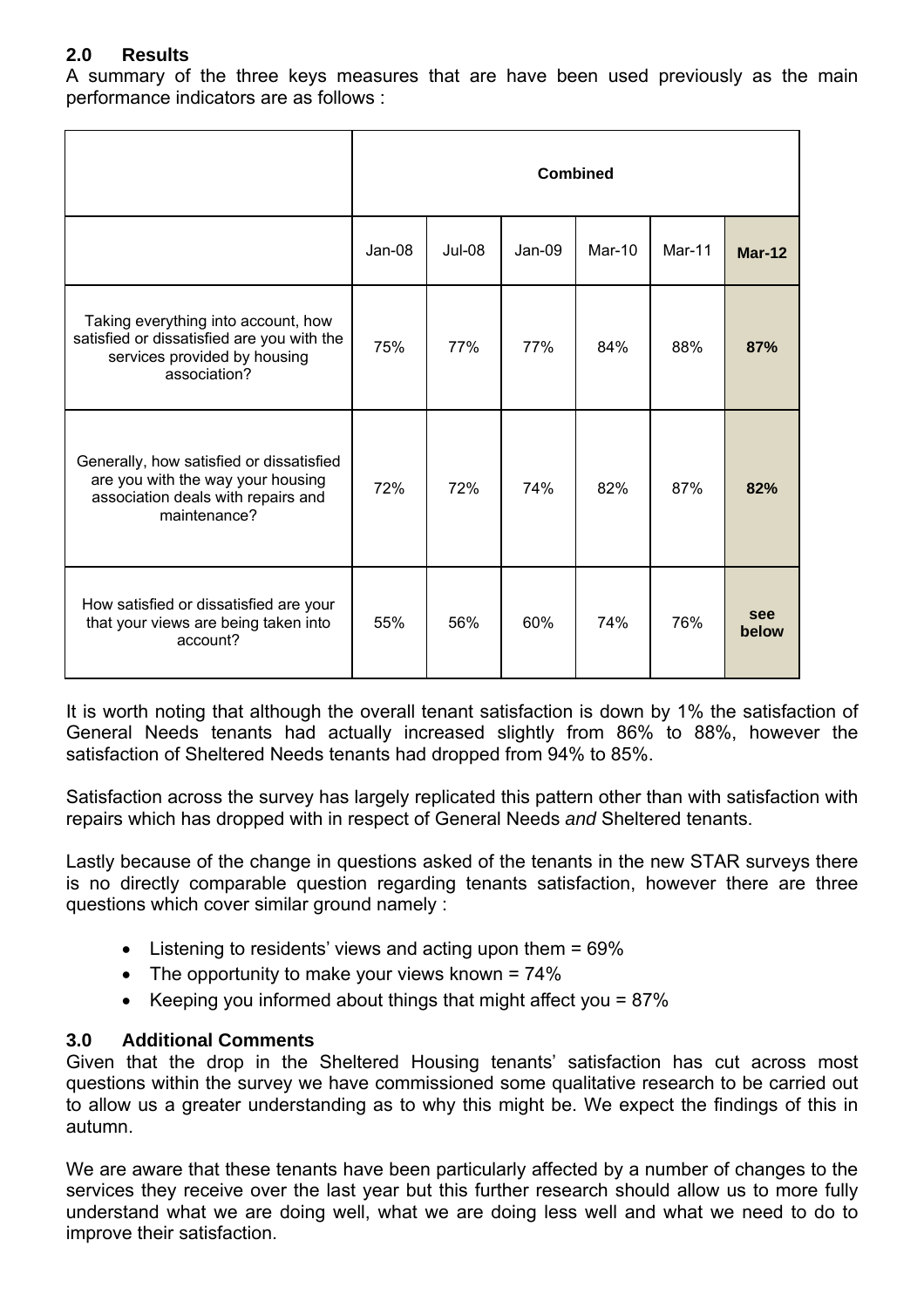## 2.0 Results

A summary of the three keys measures that are have been used previously as the main performance indicators are as follows :

| | Combined | | | | | |
|---|---|---|---|---|---|---|
| | Jan-08 | Jul-08 | Jan-09 | Mar-10 | Mar-11 | **Mar-12** |
| Taking everything into account, how satisfied or dissatisfied are you with the services provided by housing association? | 75% | 77% | 77% | 84% | 88% | **87%** |
| Generally, how satisfied or dissatisfied are you with the way your housing association deals with repairs and maintenance? | 72% | 72% | 74% | 82% | 87% | **82%** |
| How satisfied or dissatisfied are your that your views are being taken into account? | 55% | 56% | 60% | 74% | 76% | **see below** |

It is worth noting that although the overall tenant satisfaction is down by 1% the satisfaction of General Needs tenants had actually increased slightly from 86% to 88%, however the satisfaction of Sheltered Needs tenants had dropped from 94% to 85%.

Satisfaction across the survey has largely replicated this pattern other than with satisfaction with repairs which has dropped with in respect of General Needs *and* Sheltered tenants.

Lastly because of the change in questions asked of the tenants in the new STAR surveys there is no directly comparable question regarding tenants satisfaction, however there are three questions which cover similar ground namely :

- Listening to residents' views and acting upon them = 69%
- The opportunity to make your views known = 74%
- Keeping you informed about things that might affect you = 87%

## 3.0 Additional Comments

Given that the drop in the Sheltered Housing tenants' satisfaction has cut across most questions within the survey we have commissioned some qualitative research to be carried out to allow us a greater understanding as to why this might be. We expect the findings of this in autumn.

We are aware that these tenants have been particularly affected by a number of changes to the services they receive over the last year but this further research should allow us to more fully understand what we are doing well, what we are doing less well and what we need to do to improve their satisfaction.